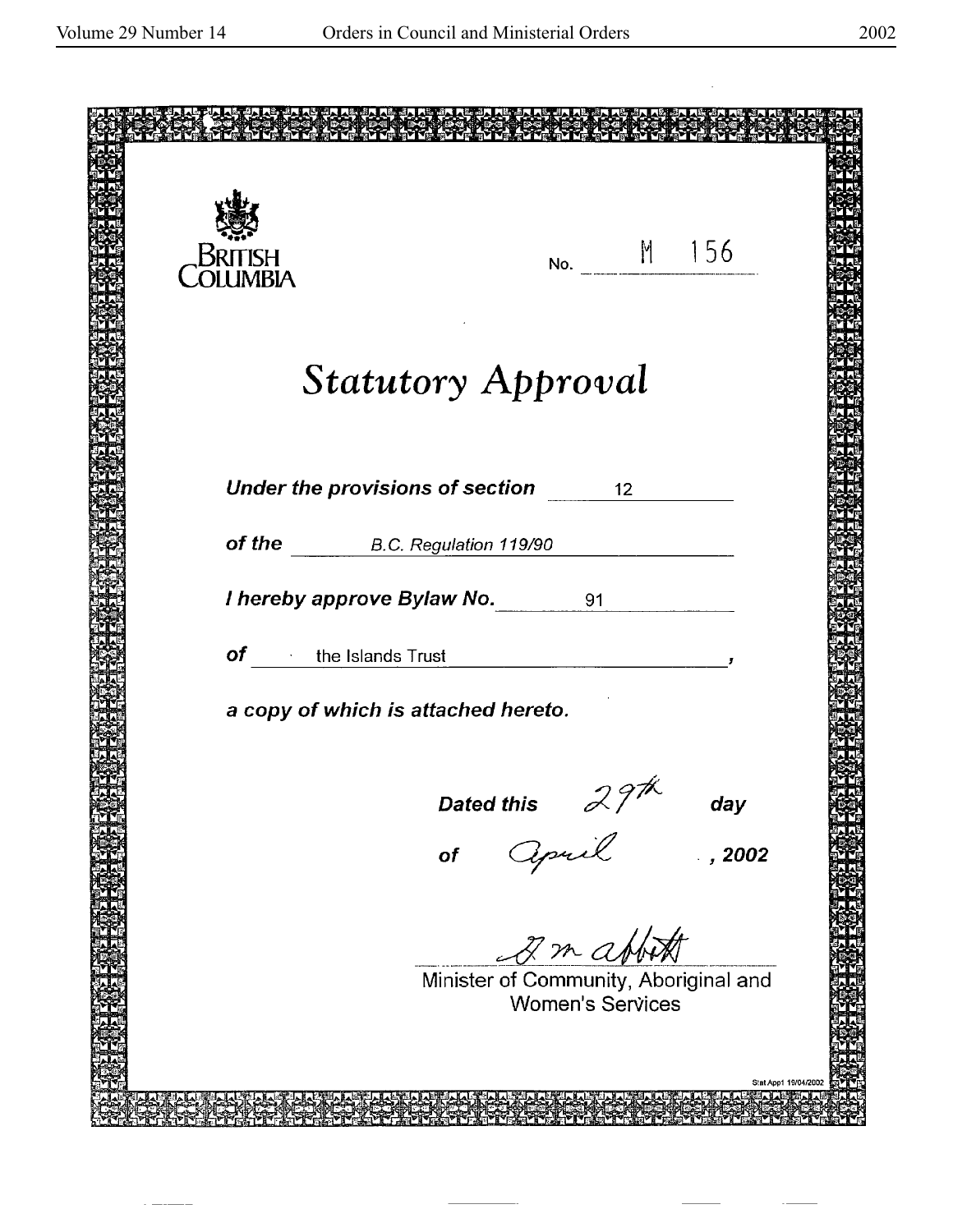BRITISH COLUMBIA

No. M 156

# *Statutory Approval*

***Under the provisions of section*** 12

***of the*** *B.C. Regulation 119/90*

***I hereby approve Bylaw No.*** 91

***of*** the Islands Trust,

***a copy of which is attached hereto.***

***Dated this*** 29th ***day***

***of*** April ***, 2002***

G m abbott

Minister of Community, Aboriginal and Women's Services

Stat Appt 19/04/2002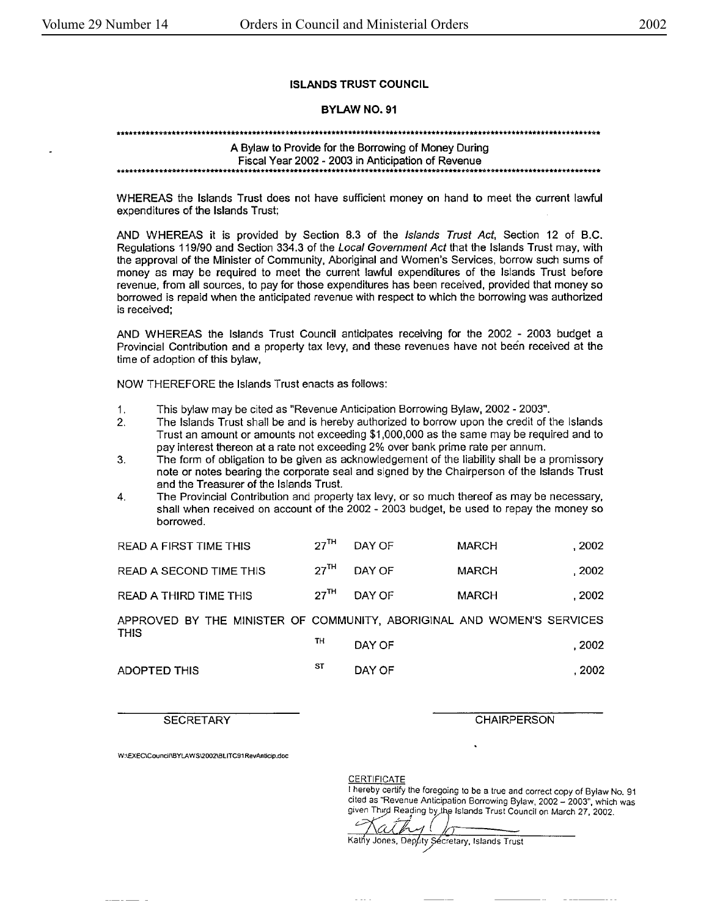**ISLANDS TRUST COUNCIL**

**BYLAW NO. 91**

***************************************************************************************************************

A Bylaw to Provide for the Borrowing of Money During
Fiscal Year 2002 - 2003 in Anticipation of Revenue

***************************************************************************************************************

WHEREAS the Islands Trust does not have sufficient money on hand to meet the current lawful expenditures of the Islands Trust;

AND WHEREAS it is provided by Section 8.3 of the *Islands Trust Act*, Section 12 of B.C. Regulations 119/90 and Section 334.3 of the *Local Government Act* that the Islands Trust may, with the approval of the Minister of Community, Aboriginal and Women's Services, borrow such sums of money as may be required to meet the current lawful expenditures of the Islands Trust before revenue, from all sources, to pay for those expenditures has been received, provided that money so borrowed is repaid when the anticipated revenue with respect to which the borrowing was authorized is received;

AND WHEREAS the Islands Trust Council anticipates receiving for the 2002 - 2003 budget a Provincial Contribution and a property tax levy, and these revenues have not been received at the time of adoption of this bylaw,

NOW THEREFORE the Islands Trust enacts as follows:

1. This bylaw may be cited as "Revenue Anticipation Borrowing Bylaw, 2002 - 2003".
2. The Islands Trust shall be and is hereby authorized to borrow upon the credit of the Islands Trust an amount or amounts not exceeding $1,000,000 as the same may be required and to pay interest thereon at a rate not exceeding 2% over bank prime rate per annum.
3. The form of obligation to be given as acknowledgement of the liability shall be a promissory note or notes bearing the corporate seal and signed by the Chairperson of the Islands Trust and the Treasurer of the Islands Trust.
4. The Provincial Contribution and property tax levy, or so much thereof as may be necessary, shall when received on account of the 2002 - 2003 budget, be used to repay the money so borrowed.

READ A FIRST TIME THIS 27TH DAY OF MARCH , 2002

READ A SECOND TIME THIS 27TH DAY OF MARCH , 2002

READ A THIRD TIME THIS 27TH DAY OF MARCH , 2002

APPROVED BY THE MINISTER OF COMMUNITY, ABORIGINAL AND WOMEN'S SERVICES THIS TH DAY OF , 2002

ADOPTED THIS ST DAY OF , 2002

SECRETARY

CHAIRPERSON

W:\EXEC\Council\BYLAWS\2002\BLITC91RevAnticip.doc

CERTIFICATE

I hereby certify the foregoing to be a true and correct copy of Bylaw No. 91 cited as "Revenue Anticipation Borrowing Bylaw, 2002 – 2003", which was given Third Reading by the Islands Trust Council on March 27, 2002.

Kathy Jo

Kathy Jones, Deputy Secretary, Islands Trust